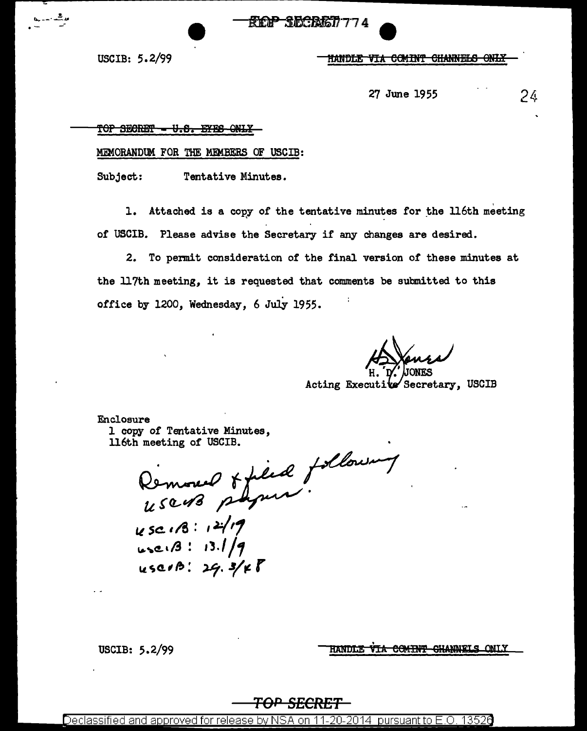USCIB: 5.2/99

~~HANDLE VIA COMINT CHANNELS ONLY~~

27 June 1955

~~TOP SECRET - U.S. EYES ONLY~~

MEMORANDUM FOR THE MEMBERS OF USCIB:

Subject: Tentative Minutes.

1. Attached is a copy of the tentative minutes for the 116th meeting of USCIB. Please advise the Secretary if any changes are desired.

2. To permit consideration of the final version of these minutes at the 117th meeting, it is requested that comments be submitted to this office by 1200, Wednesday, 6 July 1955.

H. D. JONES
Acting Executive Secretary, USCIB

Enclosure
1 copy of Tentative Minutes,
116th meeting of USCIB.

Removed & filed following USCIB papers:
USCIB: 12/19
USCIB: 13.1/9
USCIB: 29.3/18

USCIB: 5.2/99

~~HANDLE VIA COMINT CHANNELS ONLY~~

~~TOP SECRET~~

Declassified and approved for release by NSA on 11-20-2014 pursuant to E.O. 13526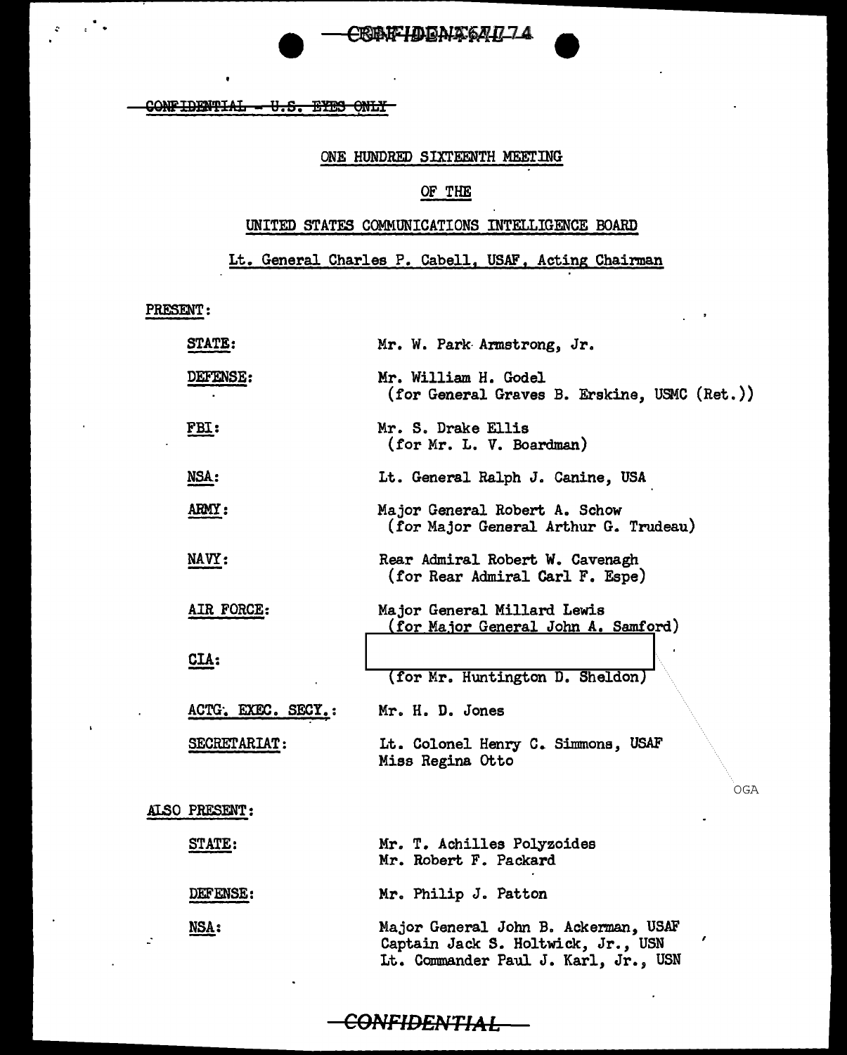~~CONFIDENTIAL - U.S. EYES ONLY~~

## ONE HUNDRED SIXTEENTH MEETING

## OF THE

## UNITED STATES COMMUNICATIONS INTELLIGENCE BOARD

**Lt. General Charles P. Cabell, USAF, Acting Chairman**

PRESENT:

| | |
|---|---|
| STATE: | Mr. W. Park Armstrong, Jr. |
| DEFENSE: | Mr. William H. Godel (for General Graves B. Erskine, USMC (Ret.)) |
| FBI: | Mr. S. Drake Ellis (for Mr. L. V. Boardman) |
| NSA: | Lt. General Ralph J. Canine, USA |
| ARMY: | Major General Robert A. Schow (for Major General Arthur G. Trudeau) |
| NAVY: | Rear Admiral Robert W. Cavenagh (for Rear Admiral Carl F. Espe) |
| AIR FORCE: | Major General Millard Lewis (for Major General John A. Samford) |
| CIA: | [redacted] (for Mr. Huntington D. Sheldon) |
| ACTG. EXEC. SECY.: | Mr. H. D. Jones |
| SECRETARIAT: | Lt. Colonel Henry C. Simmons, USAF; Miss Regina Otto |

OGA

ALSO PRESENT:

| | |
|---|---|
| STATE: | Mr. T. Achilles Polyzoides; Mr. Robert F. Packard |
| DEFENSE: | Mr. Philip J. Patton |
| NSA: | Major General John B. Ackerman, USAF; Captain Jack S. Holtwick, Jr., USN; Lt. Commander Paul J. Karl, Jr., USN |

~~CONFIDENTIAL~~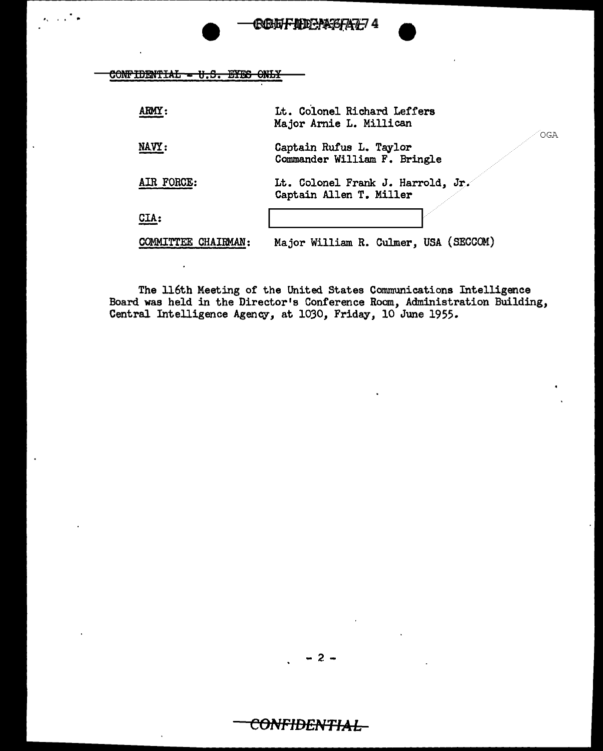~~CONFIDENTIAL - U.S. EYES ONLY~~

| | |
|---|---|
| ARMY: | Lt. Colonel Richard Leffers<br>Major Arnie L. Millican |
| NAVY: | Captain Rufus L. Taylor<br>Commander William F. Bringle |
| AIR FORCE: | Lt. Colonel Frank J. Harrold, Jr.<br>Captain Allen T. Miller |
| CIA: | [redacted] |
| COMMITTEE CHAIRMAN: | Major William R. Culmer, USA (SECCOM) |

OGA

The 116th Meeting of the United States Communications Intelligence Board was held in the Director's Conference Room, Administration Building, Central Intelligence Agency, at 1030, Friday, 10 June 1955.

CONFIDENTIAL